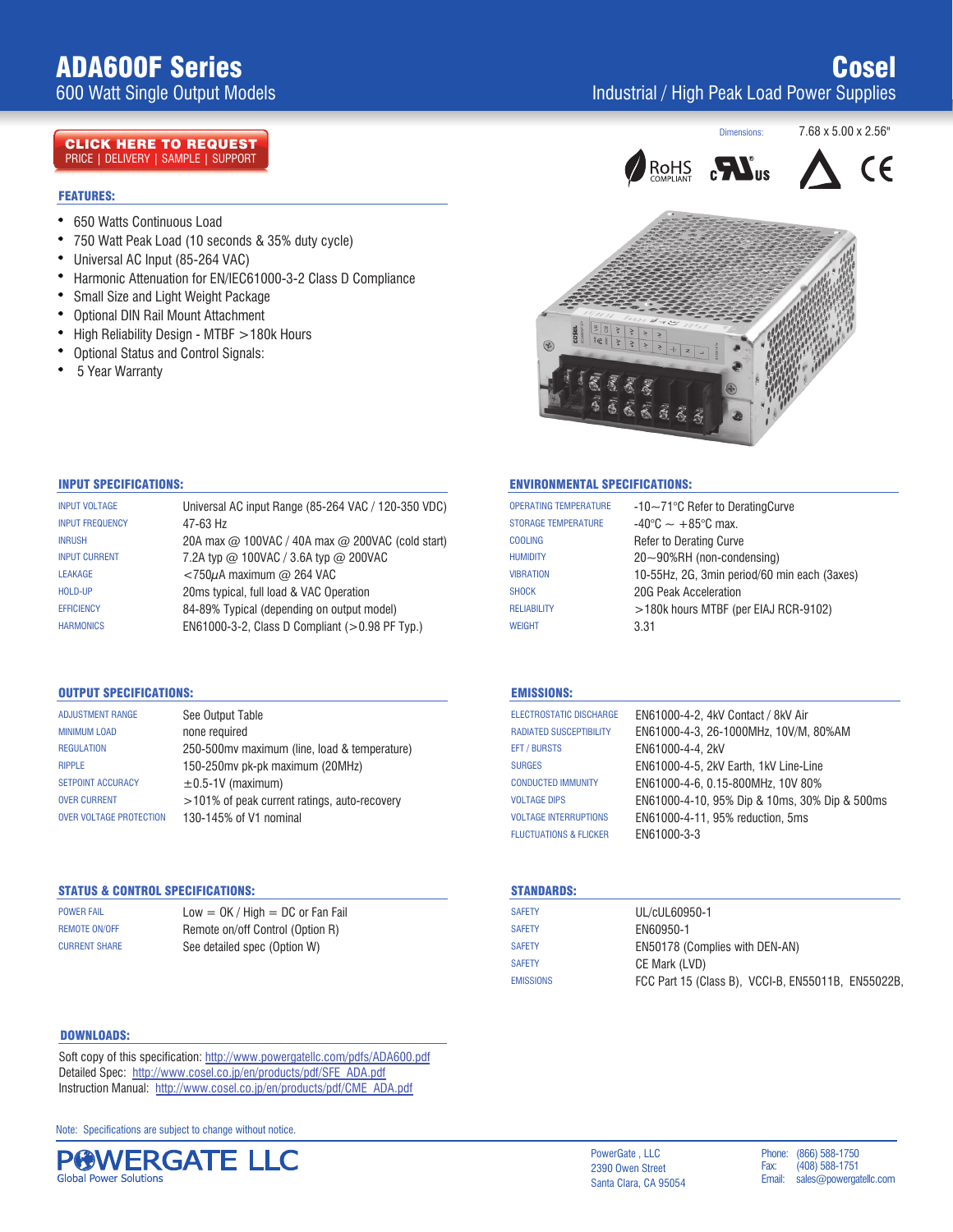# ADA600F Series

## 600 Watt Single Output Models

# Cosel

## Industrial / High Peak Load Power Supplies

**CLICK HERE TO REQUEST**
PRICE | DELIVERY | SAMPLE | SUPPORT

Dimensions: 7.68 x 5.00 x 2.56"

RoHS COMPLIANT

### FEATURES:

- 650 Watts Continuous Load
- 750 Watt Peak Load (10 seconds & 35% duty cycle)
- Universal AC Input (85-264 VAC)
- Harmonic Attenuation for EN/IEC61000-3-2 Class D Compliance
- Small Size and Light Weight Package
- Optional DIN Rail Mount Attachment
- High Reliability Design - MTBF >180k Hours
- Optional Status and Control Signals:
- 5 Year Warranty

### INPUT SPECIFICATIONS:

| | |
|---|---|
| INPUT VOLTAGE | Universal AC input Range (85-264 VAC / 120-350 VDC) |
| INPUT FREQUENCY | 47-63 Hz |
| INRUSH | 20A max @ 100VAC / 40A max @ 200VAC (cold start) |
| INPUT CURRENT | 7.2A typ @ 100VAC / 3.6A typ @ 200VAC |
| LEAKAGE | <750μA maximum @ 264 VAC |
| HOLD-UP | 20ms typical, full load & VAC Operation |
| EFFICIENCY | 84-89% Typical (depending on output model) |
| HARMONICS | EN61000-3-2, Class D Compliant (>0.98 PF Typ.) |

### ENVIRONMENTAL SPECIFICATIONS:

| | |
|---|---|
| OPERATING TEMPERATURE | -10~71°C Refer to DeratingCurve |
| STORAGE TEMPERATURE | -40°C ~ +85°C max. |
| COOLING | Refer to Derating Curve |
| HUMIDITY | 20~90%RH (non-condensing) |
| VIBRATION | 10-55Hz, 2G, 3min period/60 min each (3axes) |
| SHOCK | 20G Peak Acceleration |
| RELIABILITY | >180k hours MTBF (per EIAJ RCR-9102) |
| WEIGHT | 3.31 |

### OUTPUT SPECIFICATIONS:

| | |
|---|---|
| ADJUSTMENT RANGE | See Output Table |
| MINIMUM LOAD | none required |
| REGULATION | 250-500mv maximum (line, load & temperature) |
| RIPPLE | 150-250mv pk-pk maximum (20MHz) |
| SETPOINT ACCURACY | ±0.5-1V (maximum) |
| OVER CURRENT | >101% of peak current ratings, auto-recovery |
| OVER VOLTAGE PROTECTION | 130-145% of V1 nominal |

### EMISSIONS:

| | |
|---|---|
| ELECTROSTATIC DISCHARGE | EN61000-4-2, 4kV Contact / 8kV Air |
| RADIATED SUSCEPTIBILITY | EN61000-4-3, 26-1000MHz, 10V/M, 80%AM |
| EFT / BURSTS | EN61000-4-4, 2kV |
| SURGES | EN61000-4-5, 2kV Earth, 1kV Line-Line |
| CONDUCTED IMMUNITY | EN61000-4-6, 0.15-800MHz, 10V 80% |
| VOLTAGE DIPS | EN61000-4-10, 95% Dip & 10ms, 30% Dip & 500ms |
| VOLTAGE INTERRUPTIONS | EN61000-4-11, 95% reduction, 5ms |
| FLUCTUATIONS & FLICKER | EN61000-3-3 |

### STATUS & CONTROL SPECIFICATIONS:

| | |
|---|---|
| POWER FAIL | Low = OK / High = DC or Fan Fail |
| REMOTE ON/OFF | Remote on/off Control (Option R) |
| CURRENT SHARE | See detailed spec (Option W) |

### STANDARDS:

| | |
|---|---|
| SAFETY | UL/cUL60950-1 |
| SAFETY | EN60950-1 |
| SAFETY | EN50178 (Complies with DEN-AN) |
| SAFETY | CE Mark (LVD) |
| EMISSIONS | FCC Part 15 (Class B), VCCI-B, EN55011B, EN55022B, |

### DOWNLOADS:

Soft copy of this specification: http://www.powergatellc.com/pdfs/ADA600.pdf
Detailed Spec: http://www.cosel.co.jp/en/products/pdf/SFE_ADA.pdf
Instruction Manual: http://www.cosel.co.jp/en/products/pdf/CME_ADA.pdf

Note: Specifications are subject to change without notice.

**POWERGATE LLC**
Global Power Solutions

PowerGate , LLC
2390 Owen Street
Santa Clara, CA 95054

Phone: (866) 588-1750
Fax: (408) 588-1751
Email: sales@powergatellc.com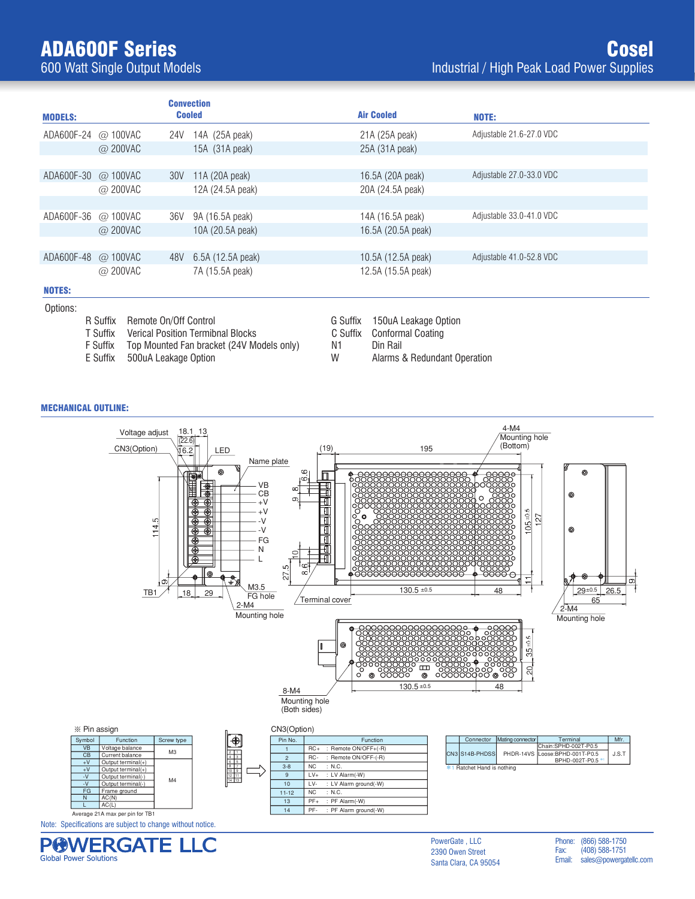# ADA600F Series
600 Watt Single Output Models

# Cosel
Industrial / High Peak Load Power Supplies

| MODELS: | | Convection Cooled | | Air Cooled | NOTE: |
|---|---|---|---|---|---|
| ADA600F-24 | @ 100VAC | 24V | 14A (25A peak) | 21A (25A peak) | Adjustable 21.6-27.0 VDC |
| | @ 200VAC | | 15A (31A peak) | 25A (31A peak) | |
| ADA600F-30 | @ 100VAC | 30V | 11A (20A peak) | 16.5A (20A peak) | Adjustable 27.0-33.0 VDC |
| | @ 200VAC | | 12A (24.5A peak) | 20A (24.5A peak) | |
| ADA600F-36 | @ 100VAC | 36V | 9A (16.5A peak) | 14A (16.5A peak) | Adjustable 33.0-41.0 VDC |
| | @ 200VAC | | 10A (20.5A peak) | 16.5A (20.5A peak) | |
| ADA600F-48 | @ 100VAC | 48V | 6.5A (12.5A peak) | 10.5A (12.5A peak) | Adjustable 41.0-52.8 VDC |
| | @ 200VAC | | 7A (15.5A peak) | 12.5A (15.5A peak) | |

**NOTES:**

Options:

| | | | |
|---|---|---|---|
| R Suffix | Remote On/Off Control | G Suffix | 150uA Leakage Option |
| T Suffix | Verical Position Termibnal Blocks | C Suffix | Conformal Coating |
| F Suffix | Top Mounted Fan bracket (24V Models only) | N1 | Din Rail |
| E Suffix | 500uA Leakage Option | W | Alarms & Redundant Operation |

**MECHANICAL OUTLINE:**

Voltage adjust, CN3(Option), LED, Name plate, VB, CB, +V, +V, -V, -V, FG, N, L, TB1, M3.5 FG hole, 2-M4 Mounting hole, Terminal cover, 4-M4 Mounting hole (Bottom), 2-M4 Mounting hole, 8-M4 Mounting hole (Both sides)

18.1, 13, (22.6), 16.2, 114.5, 9, 18, 29, (19), 195, 6.6, 9.8, 10, 8.6, 27.5, 130.5 ±0.5, 48, 105 ±0.5, 127, 11, 29 ±0.5, 26.5, 65, 9, 35 ±0.5, 20

※ Pin assign

| Symbol | Function | Screw type |
|---|---|---|
| VB | Voltage balance | M3 |
| CB | Current balance | |
| +V | Output terminal(+) | M4 |
| +V | Output terminal(+) | |
| -V | Output terminal(-) | |
| -V | Output terminal(-) | |
| FG | Frame ground | |
| N | AC(N) | |
| L | AC(L) | |

Average 21A max per pin for TB1

CN3(Option)

| Pin No. | Function |
|---|---|
| 1 | RC+ : Remote ON/OFF+(-R) |
| 2 | RC- : Remote ON/OFF-(-R) |
| 3-8 | NC : N.C. |
| 9 | LV+ : LV Alarm(-W) |
| 10 | LV- : LV Alarm ground(-W) |
| 11-12 | NC : N.C. |
| 13 | PF+ : PF Alarm(-W) |
| 14 | PF- : PF Alarm ground(-W) |

| | Connector | Mating connector | Terminal | Mfr. |
|---|---|---|---|---|
| CN3 | S14B-PHDSS | PHDR-14VS | Chain:SPHD-002T-P0.5 Loose:BPHD-001T-P0.5 BPHD-002T-P0.5 ※1 | J.S.T |

※1 Ratchet Hand is nothing

Note: Specifications are subject to change without notice.

POWERGATE LLC
Global Power Solutions

PowerGate , LLC
2390 Owen Street
Santa Clara, CA 95054

Phone: (866) 588-1750
Fax: (408) 588-1751
Email: sales@powergatellc.com